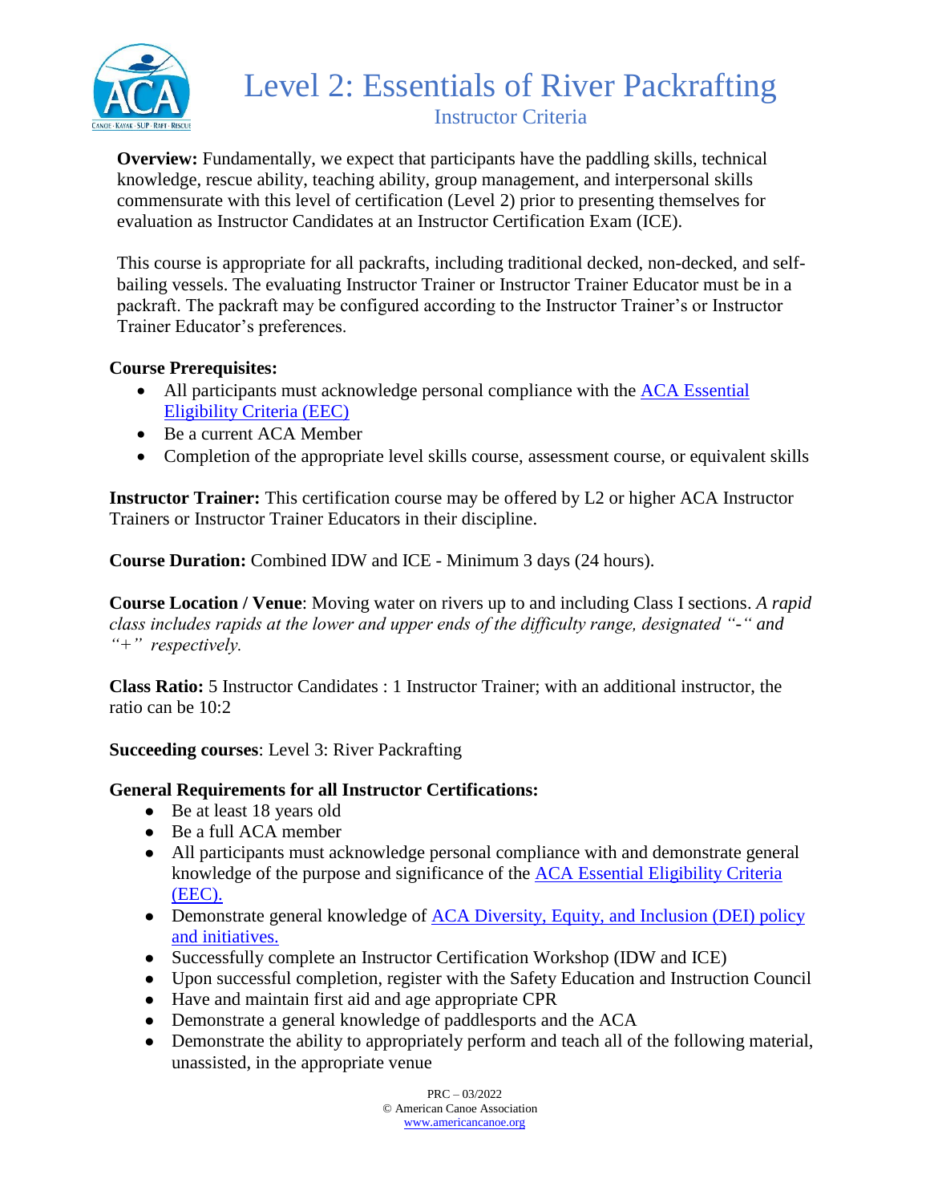# Level 2: Essentials of River Packrafting

## Instructor Criteria

**Overview:** Fundamentally, we expect that participants have the paddling skills, technical knowledge, rescue ability, teaching ability, group management, and interpersonal skills commensurate with this level of certification (Level 2) prior to presenting themselves for evaluation as Instructor Candidates at an Instructor Certification Exam (ICE).

This course is appropriate for all packrafts, including traditional decked, non-decked, and self-bailing vessels. The evaluating Instructor Trainer or Instructor Trainer Educator must be in a packraft. The packraft may be configured according to the Instructor Trainer's or Instructor Trainer Educator's preferences.

**Course Prerequisites:**

- All participants must acknowledge personal compliance with the [ACA Essential Eligibility Criteria (EEC)]()
- Be a current ACA Member
- Completion of the appropriate level skills course, assessment course, or equivalent skills

**Instructor Trainer:** This certification course may be offered by L2 or higher ACA Instructor Trainers or Instructor Trainer Educators in their discipline.

**Course Duration:** Combined IDW and ICE - Minimum 3 days (24 hours).

**Course Location / Venue**: Moving water on rivers up to and including Class I sections. *A rapid class includes rapids at the lower and upper ends of the difficulty range, designated "-" and "+" respectively.*

**Class Ratio:** 5 Instructor Candidates : 1 Instructor Trainer; with an additional instructor, the ratio can be 10:2

**Succeeding courses**: Level 3: River Packrafting

**General Requirements for all Instructor Certifications:**

- Be at least 18 years old
- Be a full ACA member
- All participants must acknowledge personal compliance with and demonstrate general knowledge of the purpose and significance of the [ACA Essential Eligibility Criteria (EEC).]()
- Demonstrate general knowledge of [ACA Diversity, Equity, and Inclusion (DEI) policy and initiatives.]()
- Successfully complete an Instructor Certification Workshop (IDW and ICE)
- Upon successful completion, register with the Safety Education and Instruction Council
- Have and maintain first aid and age appropriate CPR
- Demonstrate a general knowledge of paddlesports and the ACA
- Demonstrate the ability to appropriately perform and teach all of the following material, unassisted, in the appropriate venue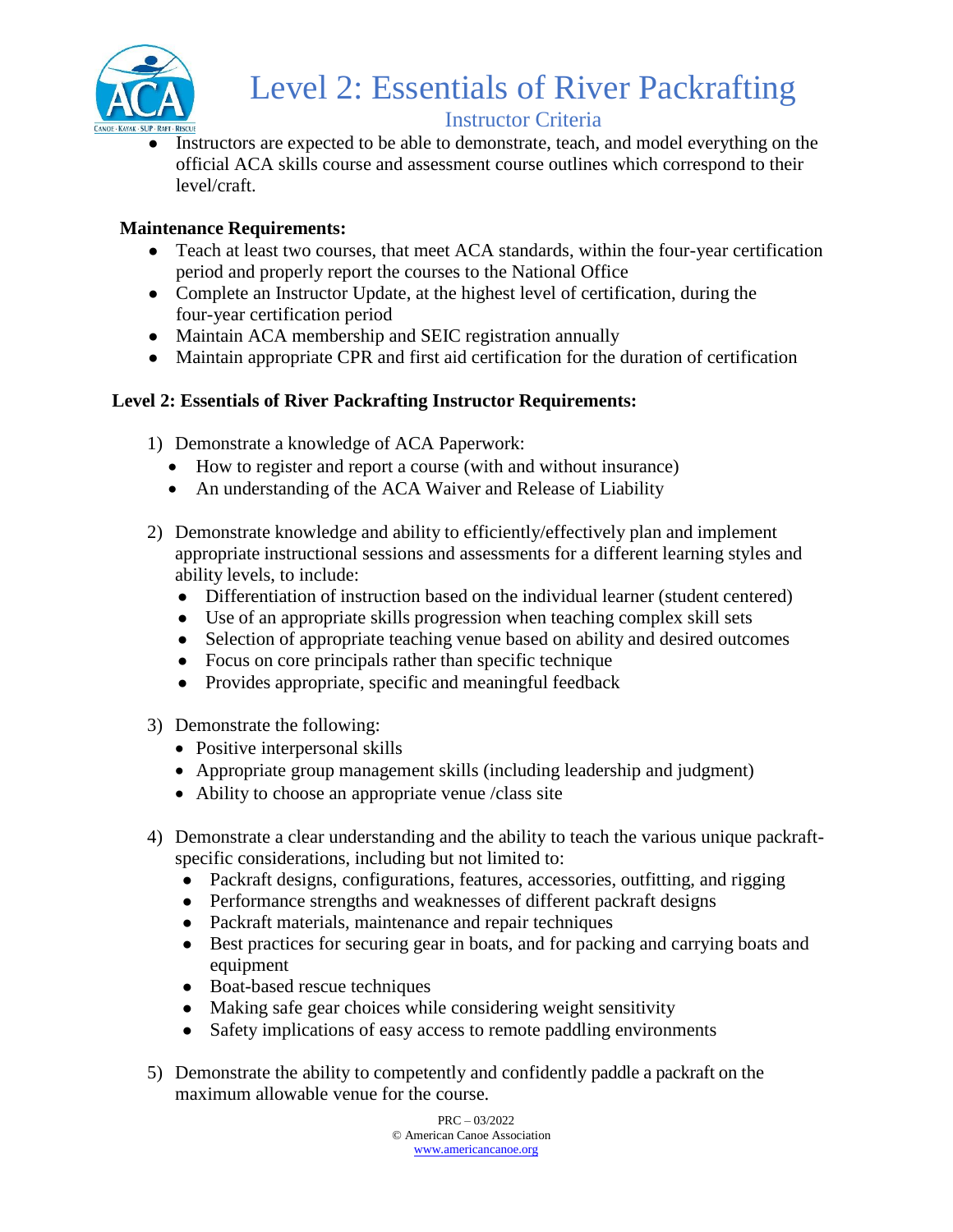# Level 2: Essentials of River Packrafting

## Instructor Criteria

- Instructors are expected to be able to demonstrate, teach, and model everything on the official ACA skills course and assessment course outlines which correspond to their level/craft.

**Maintenance Requirements:**

- Teach at least two courses, that meet ACA standards, within the four-year certification period and properly report the courses to the National Office
- Complete an Instructor Update, at the highest level of certification, during the four-year certification period
- Maintain ACA membership and SEIC registration annually
- Maintain appropriate CPR and first aid certification for the duration of certification

**Level 2: Essentials of River Packrafting Instructor Requirements:**

1) Demonstrate a knowledge of ACA Paperwork:
   - How to register and report a course (with and without insurance)
   - An understanding of the ACA Waiver and Release of Liability

2) Demonstrate knowledge and ability to efficiently/effectively plan and implement appropriate instructional sessions and assessments for a different learning styles and ability levels, to include:
   - Differentiation of instruction based on the individual learner (student centered)
   - Use of an appropriate skills progression when teaching complex skill sets
   - Selection of appropriate teaching venue based on ability and desired outcomes
   - Focus on core principals rather than specific technique
   - Provides appropriate, specific and meaningful feedback

3) Demonstrate the following:
   - Positive interpersonal skills
   - Appropriate group management skills (including leadership and judgment)
   - Ability to choose an appropriate venue /class site

4) Demonstrate a clear understanding and the ability to teach the various unique packraft-specific considerations, including but not limited to:
   - Packraft designs, configurations, features, accessories, outfitting, and rigging
   - Performance strengths and weaknesses of different packraft designs
   - Packraft materials, maintenance and repair techniques
   - Best practices for securing gear in boats, and for packing and carrying boats and equipment
   - Boat-based rescue techniques
   - Making safe gear choices while considering weight sensitivity
   - Safety implications of easy access to remote paddling environments

5) Demonstrate the ability to competently and confidently paddle a packraft on the maximum allowable venue for the course.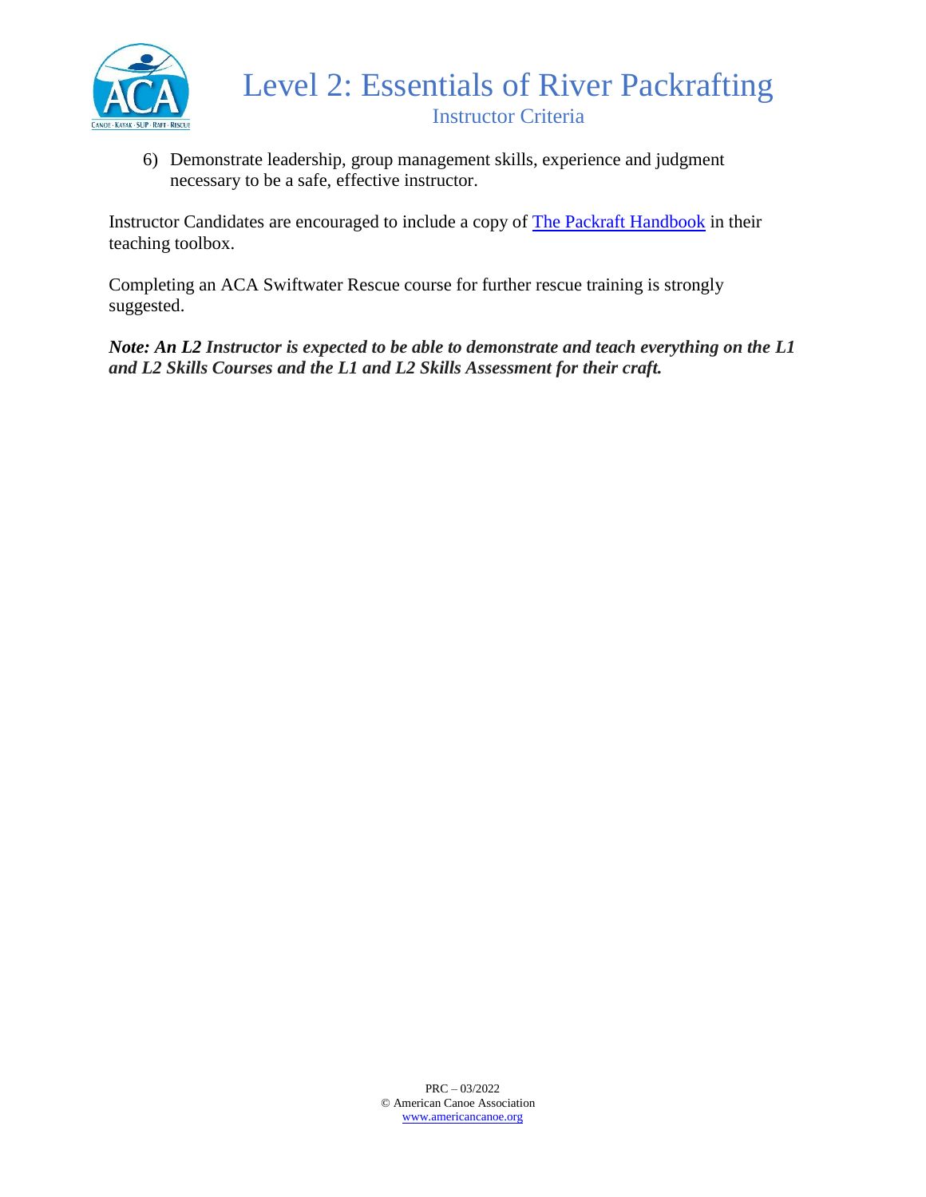6) Demonstrate leadership, group management skills, experience and judgment necessary to be a safe, effective instructor.

Instructor Candidates are encouraged to include a copy of [The Packraft Handbook] in their teaching toolbox.

Completing an ACA Swiftwater Rescue course for further rescue training is strongly suggested.

***Note: An L2 Instructor is expected to be able to demonstrate and teach everything on the L1 and L2 Skills Courses and the L1 and L2 Skills Assessment for their craft.***